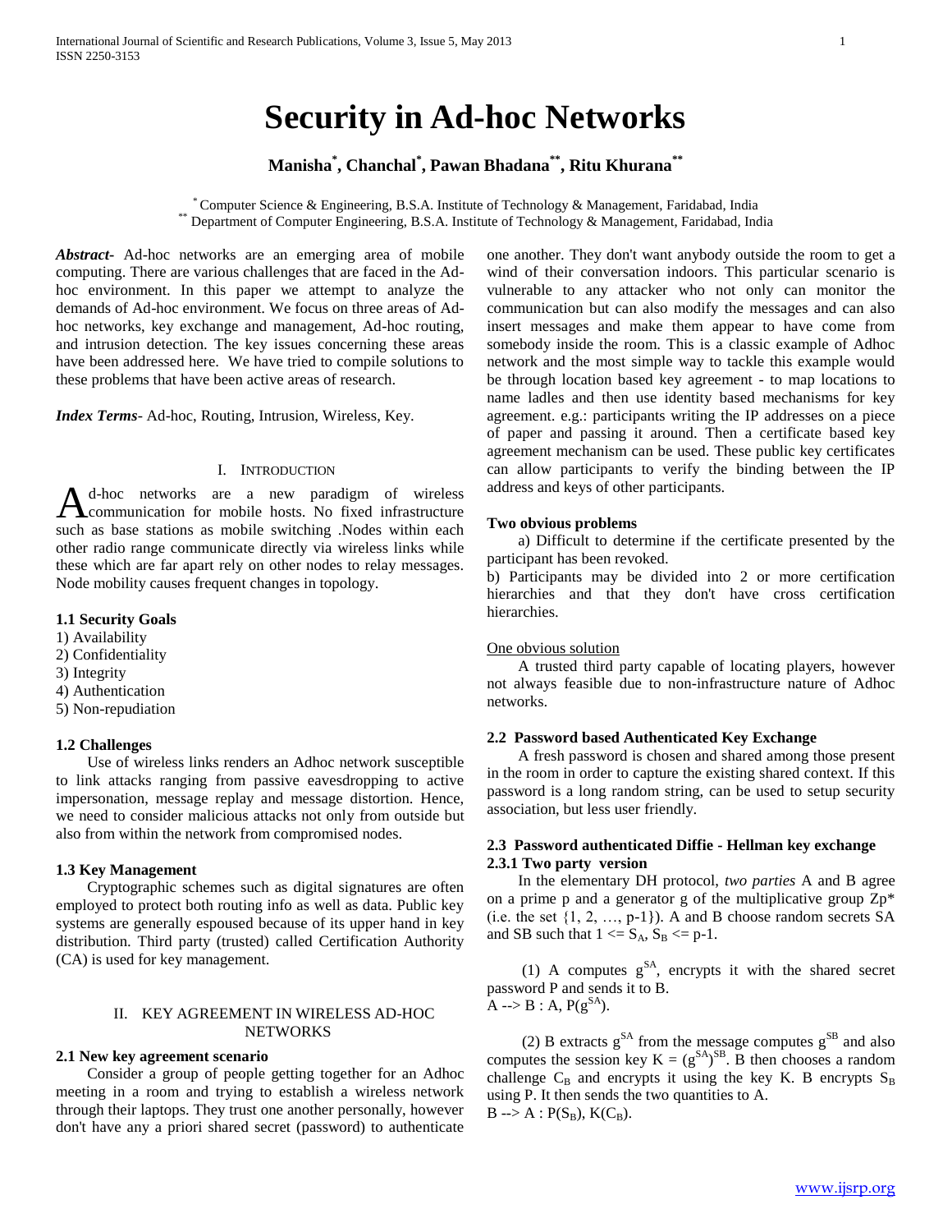// Omitting running header (journal name, volume, ISSN, page number) and footer URL per rules.

# Security in Ad-hoc Networks

**Manisha[*], Chanchal[*], Pawan Bhadana[**], Ritu Khurana[**]**

[*] Computer Science & Engineering, B.S.A. Institute of Technology & Management, Faridabad, India
[**] Department of Computer Engineering, B.S.A. Institute of Technology & Management, Faridabad, India

***Abstract-*** Ad-hoc networks are an emerging area of mobile computing. There are various challenges that are faced in the Ad-hoc environment. In this paper we attempt to analyze the demands of Ad-hoc environment. We focus on three areas of Ad-hoc networks, key exchange and management, Ad-hoc routing, and intrusion detection. The key issues concerning these areas have been addressed here. We have tried to compile solutions to these problems that have been active areas of research.

***Index Terms***- Ad-hoc, Routing, Intrusion, Wireless, Key.

## I. Introduction

Ad-hoc networks are a new paradigm of wireless communication for mobile hosts. No fixed infrastructure such as base stations as mobile switching .Nodes within each other radio range communicate directly via wireless links while these which are far apart rely on other nodes to relay messages. Node mobility causes frequent changes in topology.

### 1.1 Security Goals

1) Availability
2) Confidentiality
3) Integrity
4) Authentication
5) Non-repudiation

### 1.2 Challenges

Use of wireless links renders an Adhoc network susceptible to link attacks ranging from passive eavesdropping to active impersonation, message replay and message distortion. Hence, we need to consider malicious attacks not only from outside but also from within the network from compromised nodes.

### 1.3 Key Management

Cryptographic schemes such as digital signatures are often employed to protect both routing info as well as data. Public key systems are generally espoused because of its upper hand in key distribution. Third party (trusted) called Certification Authority (CA) is used for key management.

## II. Key Agreement in Wireless Ad-hoc Networks

### 2.1 New key agreement scenario

Consider a group of people getting together for an Adhoc meeting in a room and trying to establish a wireless network through their laptops. They trust one another personally, however don't have any a priori shared secret (password) to authenticate one another. They don't want anybody outside the room to get a wind of their conversation indoors. This particular scenario is vulnerable to any attacker who not only can monitor the communication but can also modify the messages and can also insert messages and make them appear to have come from somebody inside the room. This is a classic example of Adhoc network and the most simple way to tackle this example would be through location based key agreement - to map locations to name ladles and then use identity based mechanisms for key agreement. e.g.: participants writing the IP addresses on a piece of paper and passing it around. Then a certificate based key agreement mechanism can be used. These public key certificates can allow participants to verify the binding between the IP address and keys of other participants.

**Two obvious problems**

a) Difficult to determine if the certificate presented by the participant has been revoked.
b) Participants may be divided into 2 or more certification hierarchies and that they don't have cross certification hierarchies.

One obvious solution

A trusted third party capable of locating players, however not always feasible due to non-infrastructure nature of Adhoc networks.

### 2.2 Password based Authenticated Key Exchange

A fresh password is chosen and shared among those present in the room in order to capture the existing shared context. If this password is a long random string, can be used to setup security association, but less user friendly.

### 2.3 Password authenticated Diffie - Hellman key exchange

#### 2.3.1 Two party version

In the elementary DH protocol, *two parties* A and B agree on a prime p and a generator g of the multiplicative group $Zp^*$ (i.e. the set $\{1, 2, \ldots, p-1\}$). A and B choose random secrets SA and SB such that $1 \le S_A, S_B \le p-1$.

(1) A computes $g^{SA}$, encrypts it with the shared secret password P and sends it to B.
$A \rightarrow B : A, P(g^{SA})$.

(2) B extracts $g^{SA}$ from the message computes $g^{SB}$ and also computes the session key $K = (g^{SA})^{SB}$. B then chooses a random challenge $C_B$ and encrypts it using the key K. B encrypts $S_B$ using P. It then sends the two quantities to A.
$B \rightarrow A : P(S_B), K(C_B)$.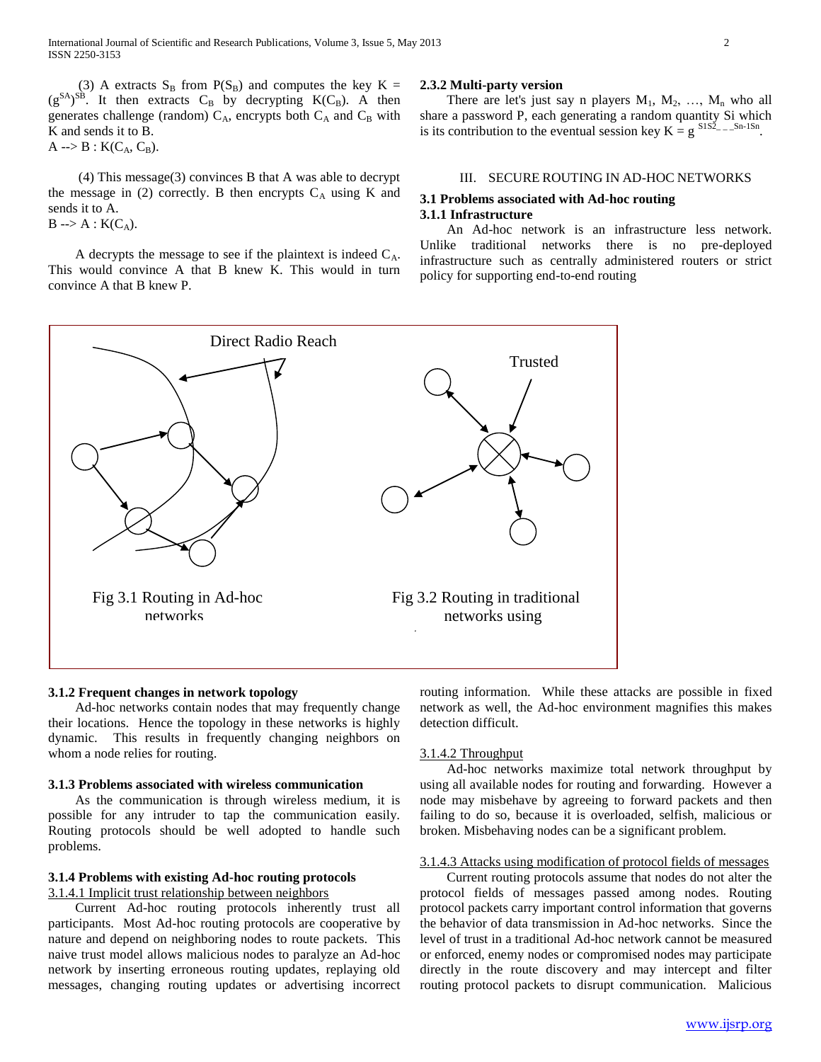(3) A extracts $S_B$ from $P(S_B)$ and computes the key $K = (g^{SA})^{SB}$. It then extracts $C_B$ by decrypting $K(C_B)$. A then generates challenge (random) $C_A$, encrypts both $C_A$ and $C_B$ with K and sends it to B.

A --> B : $K(C_A, C_B)$.

(4) This message(3) convinces B that A was able to decrypt the message in (2) correctly. B then encrypts $C_A$ using K and sends it to A.

B --> A : $K(C_A)$.

A decrypts the message to see if the plaintext is indeed $C_A$. This would convince A that B knew K. This would in turn convince A that B knew P.

### 2.3.2 Multi-party version

There are let's just say n players $M_1$, $M_2$, …, $M_n$ who all share a password P, each generating a random quantity Si which is its contribution to the eventual session key $K = g^{S1S2\_\_\_Sn-1Sn}$.

## III. SECURE ROUTING IN AD-HOC NETWORKS

### 3.1 Problems associated with Ad-hoc routing

### 3.1.1 Infrastructure

An Ad-hoc network is an infrastructure less network. Unlike traditional networks there is no pre-deployed infrastructure such as centrally administered routers or strict policy for supporting end-to-end routing

Direct Radio Reach

Trusted

Fig 3.1 Routing in Ad-hoc networks

Fig 3.2 Routing in traditional networks using

### 3.1.2 Frequent changes in network topology

Ad-hoc networks contain nodes that may frequently change their locations. Hence the topology in these networks is highly dynamic. This results in frequently changing neighbors on whom a node relies for routing.

### 3.1.3 Problems associated with wireless communication

As the communication is through wireless medium, it is possible for any intruder to tap the communication easily. Routing protocols should be well adopted to handle such problems.

### 3.1.4 Problems with existing Ad-hoc routing protocols

3.1.4.1 Implicit trust relationship between neighbors

Current Ad-hoc routing protocols inherently trust all participants. Most Ad-hoc routing protocols are cooperative by nature and depend on neighboring nodes to route packets. This naive trust model allows malicious nodes to paralyze an Ad-hoc network by inserting erroneous routing updates, replaying old messages, changing routing updates or advertising incorrect routing information. While these attacks are possible in fixed network as well, the Ad-hoc environment magnifies this makes detection difficult.

3.1.4.2 Throughput

Ad-hoc networks maximize total network throughput by using all available nodes for routing and forwarding. However a node may misbehave by agreeing to forward packets and then failing to do so, because it is overloaded, selfish, malicious or broken. Misbehaving nodes can be a significant problem.

3.1.4.3 Attacks using modification of protocol fields of messages

Current routing protocols assume that nodes do not alter the protocol fields of messages passed among nodes. Routing protocol packets carry important control information that governs the behavior of data transmission in Ad-hoc networks. Since the level of trust in a traditional Ad-hoc network cannot be measured or enforced, enemy nodes or compromised nodes may participate directly in the route discovery and may intercept and filter routing protocol packets to disrupt communication. Malicious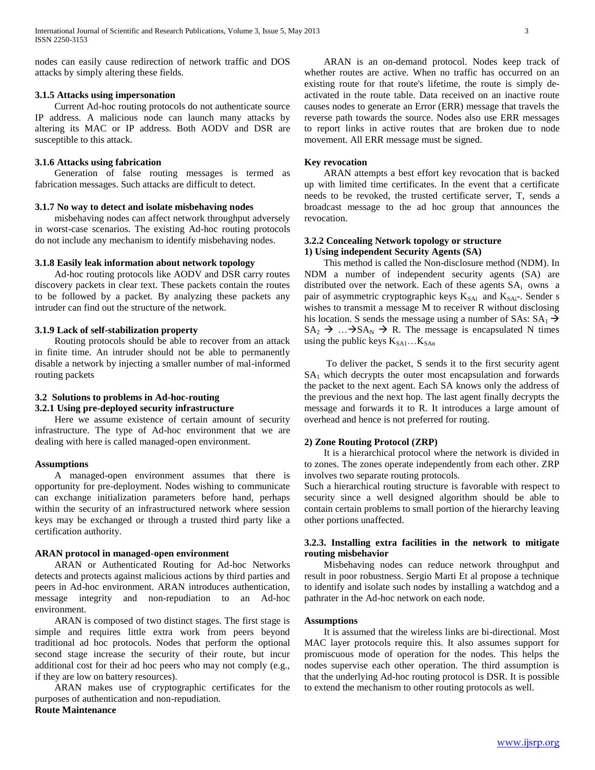nodes can easily cause redirection of network traffic and DOS attacks by simply altering these fields.

### 3.1.5 Attacks using impersonation

Current Ad-hoc routing protocols do not authenticate source IP address. A malicious node can launch many attacks by altering its MAC or IP address. Both AODV and DSR are susceptible to this attack.

### 3.1.6 Attacks using fabrication

Generation of false routing messages is termed as fabrication messages. Such attacks are difficult to detect.

### 3.1.7 No way to detect and isolate misbehaving nodes

misbehaving nodes can affect network throughput adversely in worst-case scenarios. The existing Ad-hoc routing protocols do not include any mechanism to identify misbehaving nodes.

### 3.1.8 Easily leak information about network topology

Ad-hoc routing protocols like AODV and DSR carry routes discovery packets in clear text. These packets contain the routes to be followed by a packet. By analyzing these packets any intruder can find out the structure of the network.

### 3.1.9 Lack of self-stabilization property

Routing protocols should be able to recover from an attack in finite time. An intruder should not be able to permanently disable a network by injecting a smaller number of mal-informed routing packets

## 3.2 Solutions to problems in Ad-hoc-routing

### 3.2.1 Using pre-deployed security infrastructure

Here we assume existence of certain amount of security infrastructure. The type of Ad-hoc environment that we are dealing with here is called managed-open environment.

**Assumptions**

A managed-open environment assumes that there is opportunity for pre-deployment. Nodes wishing to communicate can exchange initialization parameters before hand, perhaps within the security of an infrastructured network where session keys may be exchanged or through a trusted third party like a certification authority.

**ARAN protocol in managed-open environment**

ARAN or Authenticated Routing for Ad-hoc Networks detects and protects against malicious actions by third parties and peers in Ad-hoc environment. ARAN introduces authentication, message integrity and non-repudiation to an Ad-hoc environment.

ARAN is composed of two distinct stages. The first stage is simple and requires little extra work from peers beyond traditional ad hoc protocols. Nodes that perform the optional second stage increase the security of their route, but incur additional cost for their ad hoc peers who may not comply (e.g., if they are low on battery resources).

ARAN makes use of cryptographic certificates for the purposes of authentication and non-repudiation.

**Route Maintenance**

ARAN is an on-demand protocol. Nodes keep track of whether routes are active. When no traffic has occurred on an existing route for that route's lifetime, the route is simply de-activated in the route table. Data received on an inactive route causes nodes to generate an Error (ERR) message that travels the reverse path towards the source. Nodes also use ERR messages to report links in active routes that are broken due to node movement. All ERR message must be signed.

**Key revocation**

ARAN attempts a best effort key revocation that is backed up with limited time certificates. In the event that a certificate needs to be revoked, the trusted certificate server, T, sends a broadcast message to the ad hoc group that announces the revocation.

### 3.2.2 Concealing Network topology or structure

**1) Using independent Security Agents (SA)**

This method is called the Non-disclosure method (NDM). In NDM a number of independent security agents (SA) are distributed over the network. Each of these agents $SA_i$ owns a pair of asymmetric cryptographic keys $K_{SAi}$ and $K_{SAi}$-. Sender s wishes to transmit a message M to receiver R without disclosing his location. S sends the message using a number of SAs: $SA_1 \rightarrow SA_2 \rightarrow \ldots \rightarrow SA_N \rightarrow$ R. The message is encapsulated N times using the public keys $K_{SA1} \ldots K_{SAn}$

To deliver the packet, S sends it to the first security agent $SA_1$ which decrypts the outer most encapsulation and forwards the packet to the next agent. Each SA knows only the address of the previous and the next hop. The last agent finally decrypts the message and forwards it to R. It introduces a large amount of overhead and hence is not preferred for routing.

**2) Zone Routing Protocol (ZRP)**

It is a hierarchical protocol where the network is divided in to zones. The zones operate independently from each other. ZRP involves two separate routing protocols.

Such a hierarchical routing structure is favorable with respect to security since a well designed algorithm should be able to contain certain problems to small portion of the hierarchy leaving other portions unaffected.

### 3.2.3. Installing extra facilities in the network to mitigate routing misbehavior

Misbehaving nodes can reduce network throughput and result in poor robustness. Sergio Marti Et al propose a technique to identify and isolate such nodes by installing a watchdog and a pathrater in the Ad-hoc network on each node.

**Assumptions**

It is assumed that the wireless links are bi-directional. Most MAC layer protocols require this. It also assumes support for promiscuous mode of operation for the nodes. This helps the nodes supervise each other operation. The third assumption is that the underlying Ad-hoc routing protocol is DSR. It is possible to extend the mechanism to other routing protocols as well.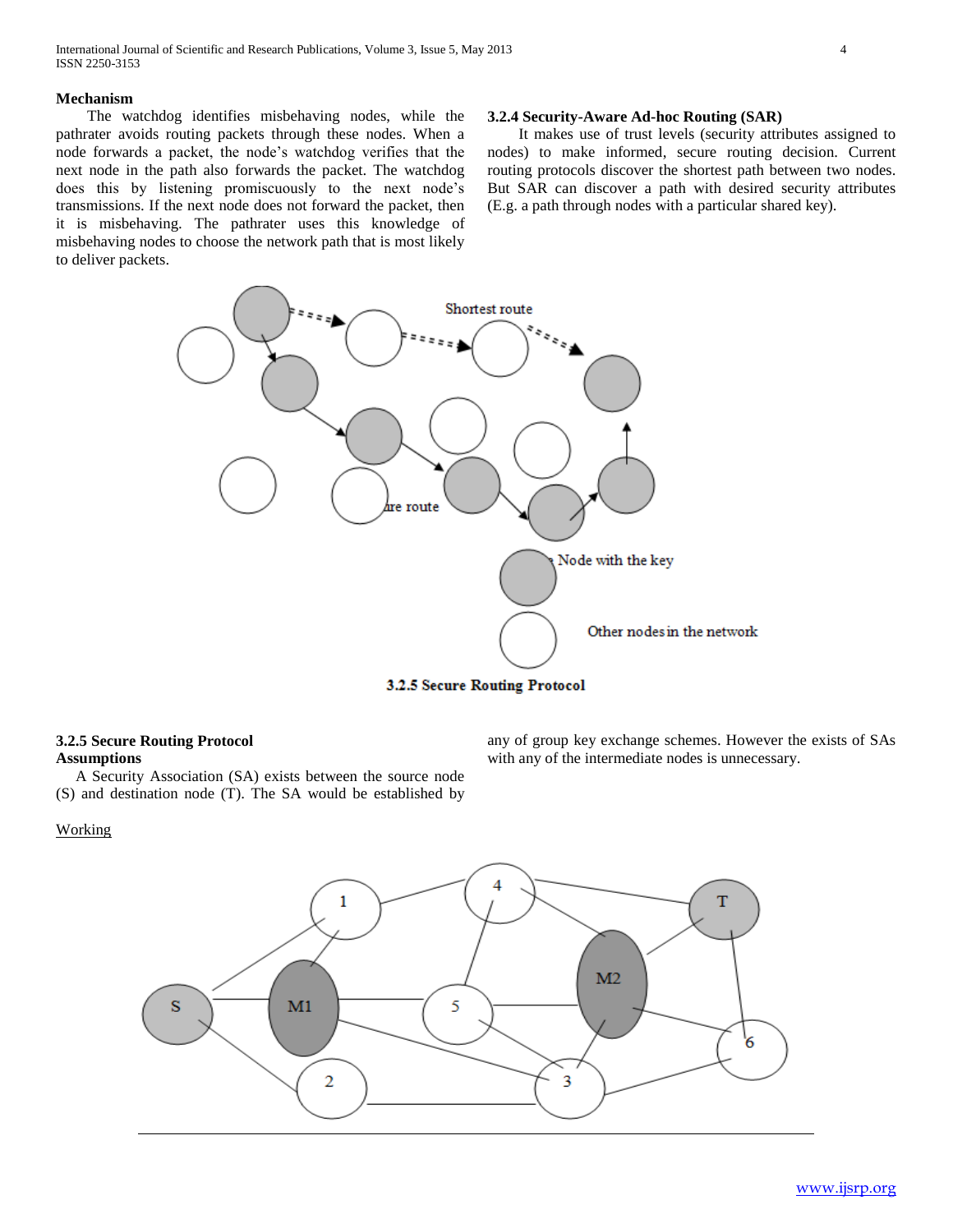**Mechanism**

The watchdog identifies misbehaving nodes, while the pathrater avoids routing packets through these nodes. When a node forwards a packet, the node's watchdog verifies that the next node in the path also forwards the packet. The watchdog does this by listening promiscuously to the next node's transmissions. If the next node does not forward the packet, then it is misbehaving. The pathrater uses this knowledge of misbehaving nodes to choose the network path that is most likely to deliver packets.

### 3.2.4 Security-Aware Ad-hoc Routing (SAR)

It makes use of trust levels (security attributes assigned to nodes) to make informed, secure routing decision. Current routing protocols discover the shortest path between two nodes. But SAR can discover a path with desired security attributes (E.g. a path through nodes with a particular shared key).

3.2.5 Secure Routing Protocol

### 3.2.5 Secure Routing Protocol

**Assumptions**

A Security Association (SA) exists between the source node (S) and destination node (T). The SA would be established by any of group key exchange schemes. However the exists of SAs with any of the intermediate nodes is unnecessary.

Working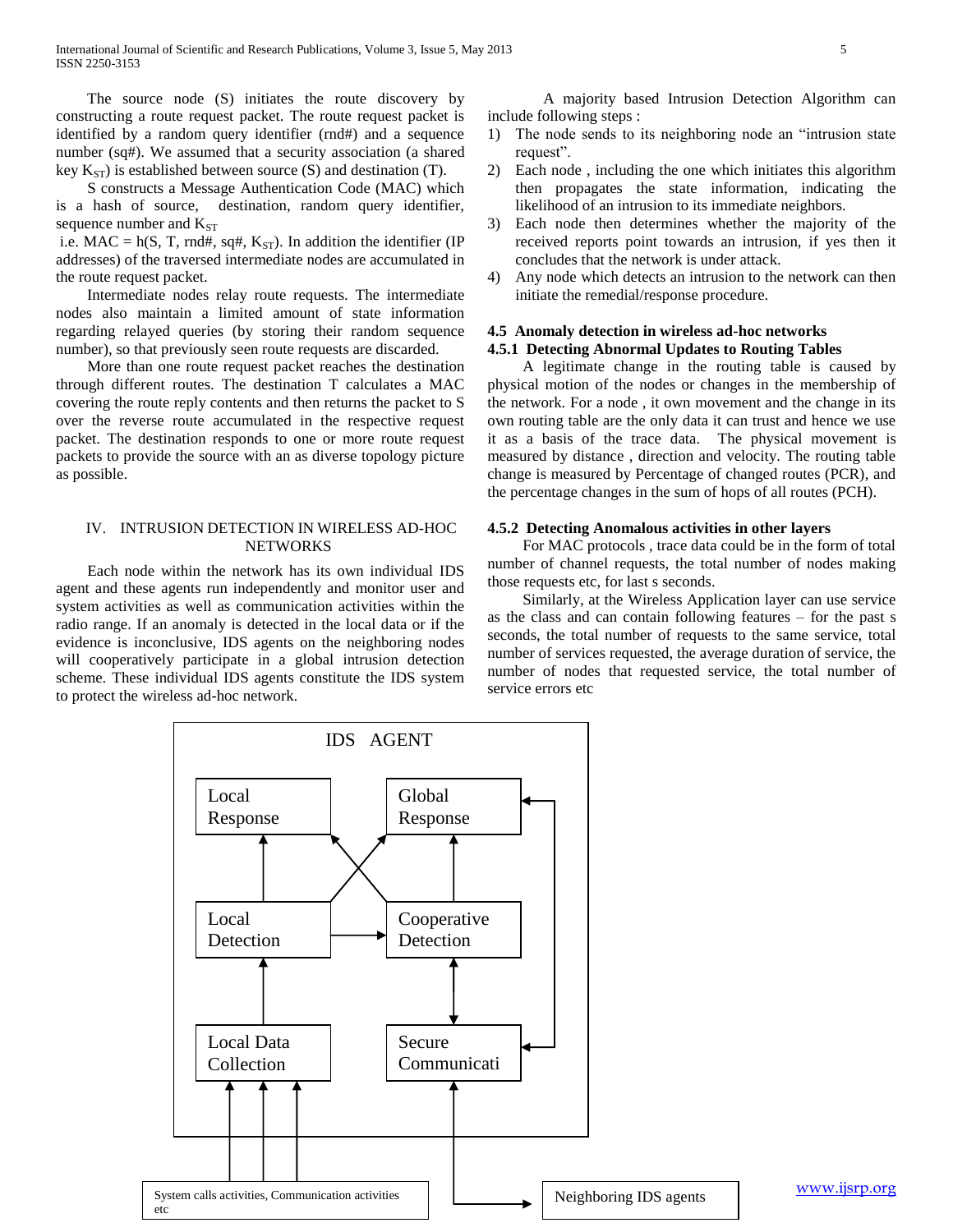The source node (S) initiates the route discovery by constructing a route request packet. The route request packet is identified by a random query identifier (rnd#) and a sequence number (sq#). We assumed that a security association (a shared key $K_{ST}$) is established between source (S) and destination (T).

S constructs a Message Authentication Code (MAC) which is a hash of source, destination, random query identifier, sequence number and $K_{ST}$

i.e. MAC = h(S, T, rnd#, sq#, $K_{ST}$). In addition the identifier (IP addresses) of the traversed intermediate nodes are accumulated in the route request packet.

Intermediate nodes relay route requests. The intermediate nodes also maintain a limited amount of state information regarding relayed queries (by storing their random sequence number), so that previously seen route requests are discarded.

More than one route request packet reaches the destination through different routes. The destination T calculates a MAC covering the route reply contents and then returns the packet to S over the reverse route accumulated in the respective request packet. The destination responds to one or more route request packets to provide the source with an as diverse topology picture as possible.

## IV. INTRUSION DETECTION IN WIRELESS AD-HOC NETWORKS

Each node within the network has its own individual IDS agent and these agents run independently and monitor user and system activities as well as communication activities within the radio range. If an anomaly is detected in the local data or if the evidence is inconclusive, IDS agents on the neighboring nodes will cooperatively participate in a global intrusion detection scheme. These individual IDS agents constitute the IDS system to protect the wireless ad-hoc network.

A majority based Intrusion Detection Algorithm can include following steps :

1) The node sends to its neighboring node an "intrusion state request".
2) Each node , including the one which initiates this algorithm then propagates the state information, indicating the likelihood of an intrusion to its immediate neighbors.
3) Each node then determines whether the majority of the received reports point towards an intrusion, if yes then it concludes that the network is under attack.
4) Any node which detects an intrusion to the network can then initiate the remedial/response procedure.

### 4.5 Anomaly detection in wireless ad-hoc networks

#### 4.5.1 Detecting Abnormal Updates to Routing Tables

A legitimate change in the routing table is caused by physical motion of the nodes or changes in the membership of the network. For a node , it own movement and the change in its own routing table are the only data it can trust and hence we use it as a basis of the trace data. The physical movement is measured by distance , direction and velocity. The routing table change is measured by Percentage of changed routes (PCR), and the percentage changes in the sum of hops of all routes (PCH).

#### 4.5.2 Detecting Anomalous activities in other layers

For MAC protocols , trace data could be in the form of total number of channel requests, the total number of nodes making those requests etc, for last s seconds.

Similarly, at the Wireless Application layer can use service as the class and can contain following features – for the past s seconds, the total number of requests to the same service, total number of services requested, the average duration of service, the number of nodes that requested service, the total number of service errors etc

IDS AGENT

Local Response | Global Response
Local Detection | Cooperative Detection
Local Data Collection | Secure Communicati

System calls activities, Communication activities etc

Neighboring IDS agents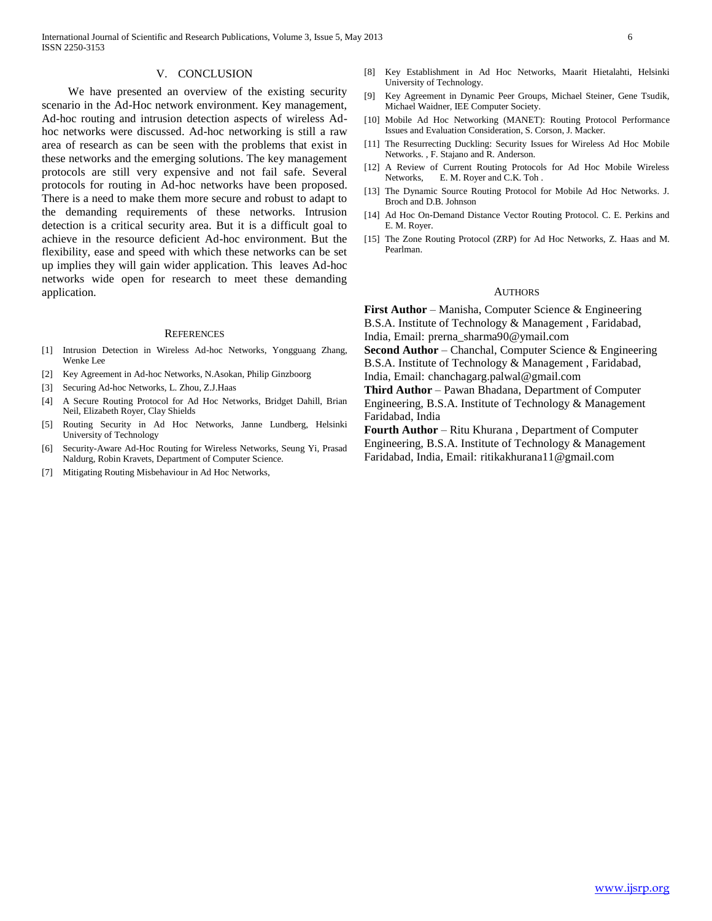## V. CONCLUSION

We have presented an overview of the existing security scenario in the Ad-Hoc network environment. Key management, Ad-hoc routing and intrusion detection aspects of wireless Ad-hoc networks were discussed. Ad-hoc networking is still a raw area of research as can be seen with the problems that exist in these networks and the emerging solutions. The key management protocols are still very expensive and not fail safe. Several protocols for routing in Ad-hoc networks have been proposed. There is a need to make them more secure and robust to adapt to the demanding requirements of these networks. Intrusion detection is a critical security area. But it is a difficult goal to achieve in the resource deficient Ad-hoc environment. But the flexibility, ease and speed with which these networks can be set up implies they will gain wider application. This leaves Ad-hoc networks wide open for research to meet these demanding application.

## REFERENCES

[1] Intrusion Detection in Wireless Ad-hoc Networks, Yongguang Zhang, Wenke Lee

[2] Key Agreement in Ad-hoc Networks, N.Asokan, Philip Ginzboorg

[3] Securing Ad-hoc Networks, L. Zhou, Z.J.Haas

[4] A Secure Routing Protocol for Ad Hoc Networks, Bridget Dahill, Brian Neil, Elizabeth Royer, Clay Shields

[5] Routing Security in Ad Hoc Networks, Janne Lundberg, Helsinki University of Technology

[6] Security-Aware Ad-Hoc Routing for Wireless Networks, Seung Yi, Prasad Naldurg, Robin Kravets, Department of Computer Science.

[7] Mitigating Routing Misbehaviour in Ad Hoc Networks,

[8] Key Establishment in Ad Hoc Networks, Maarit Hietalahti, Helsinki University of Technology.

[9] Key Agreement in Dynamic Peer Groups, Michael Steiner, Gene Tsudik, Michael Waidner, IEE Computer Society.

[10] Mobile Ad Hoc Networking (MANET): Routing Protocol Performance Issues and Evaluation Consideration, S. Corson, J. Macker.

[11] The Resurrecting Duckling: Security Issues for Wireless Ad Hoc Mobile Networks. , F. Stajano and R. Anderson.

[12] A Review of Current Routing Protocols for Ad Hoc Mobile Wireless Networks, E. M. Royer and C.K. Toh .

[13] The Dynamic Source Routing Protocol for Mobile Ad Hoc Networks. J. Broch and D.B. Johnson

[14] Ad Hoc On-Demand Distance Vector Routing Protocol. C. E. Perkins and E. M. Royer.

[15] The Zone Routing Protocol (ZRP) for Ad Hoc Networks, Z. Haas and M. Pearlman.

## AUTHORS

**First Author** – Manisha, Computer Science & Engineering B.S.A. Institute of Technology & Management , Faridabad, India, Email: prerna_sharma90@ymail.com

**Second Author** – Chanchal, Computer Science & Engineering B.S.A. Institute of Technology & Management , Faridabad, India, Email: chanchagarg.palwal@gmail.com

**Third Author** – Pawan Bhadana, Department of Computer Engineering, B.S.A. Institute of Technology & Management Faridabad, India

**Fourth Author** – Ritu Khurana , Department of Computer Engineering, B.S.A. Institute of Technology & Management Faridabad, India, Email: ritikakhurana11@gmail.com